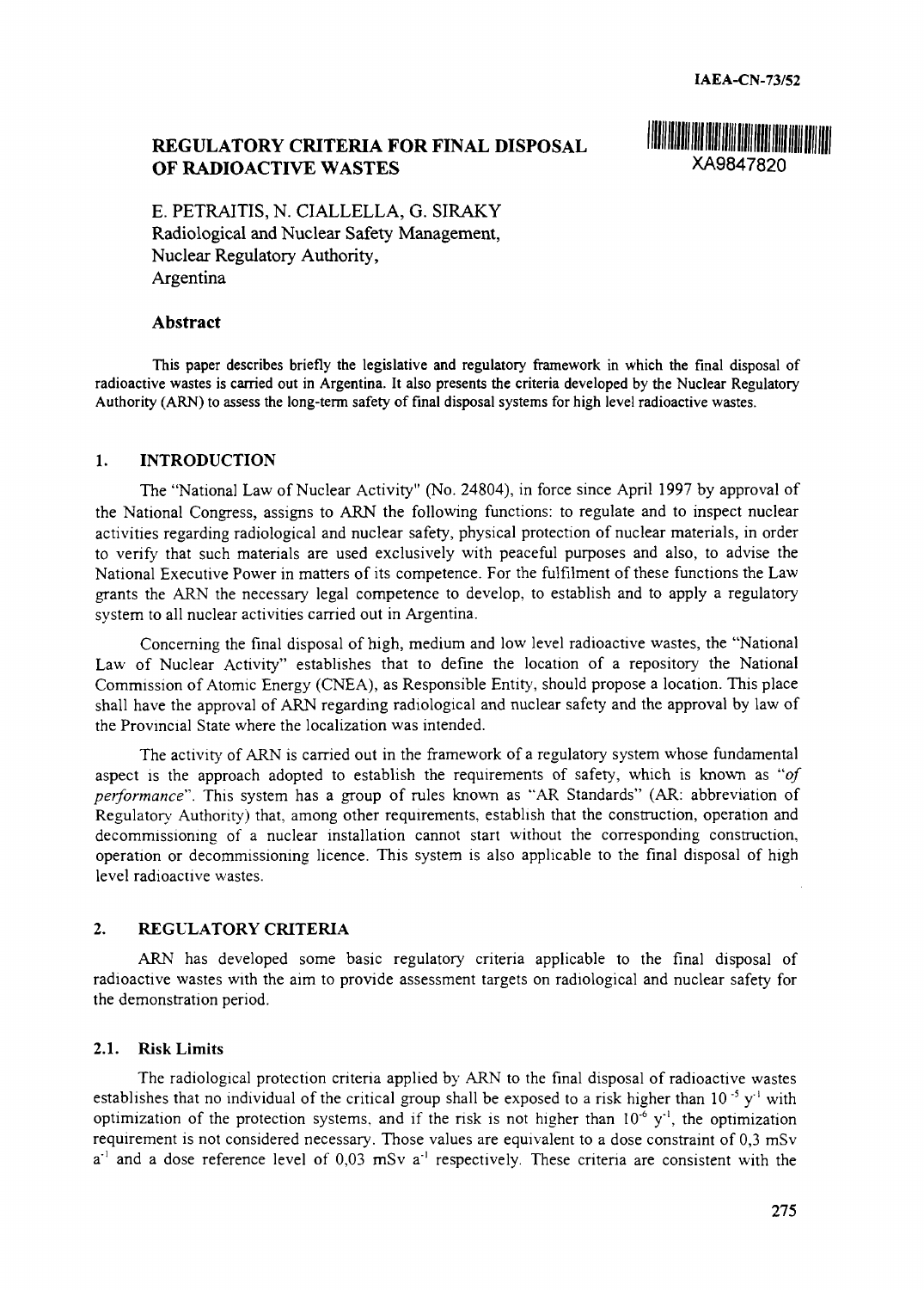IAEA-CN-73/52

XA9847820

# REGULATORY CRITERIA FOR FINAL DISPOSAL OF RADIOACTIVE WASTES

E. PETRAITIS, N. CIALLELLA, G. SIRAKY
Radiological and Nuclear Safety Management,
Nuclear Regulatory Authority,
Argentina

## Abstract

This paper describes briefly the legislative and regulatory framework in which the final disposal of radioactive wastes is carried out in Argentina. It also presents the criteria developed by the Nuclear Regulatory Authority (ARN) to assess the long-term safety of final disposal systems for high level radioactive wastes.

## 1. INTRODUCTION

The "National Law of Nuclear Activity" (No. 24804), in force since April 1997 by approval of the National Congress, assigns to ARN the following functions: to regulate and to inspect nuclear activities regarding radiological and nuclear safety, physical protection of nuclear materials, in order to verify that such materials are used exclusively with peaceful purposes and also, to advise the National Executive Power in matters of its competence. For the fulfilment of these functions the Law grants the ARN the necessary legal competence to develop, to establish and to apply a regulatory system to all nuclear activities carried out in Argentina.

Concerning the final disposal of high, medium and low level radioactive wastes, the "National Law of Nuclear Activity" establishes that to define the location of a repository the National Commission of Atomic Energy (CNEA), as Responsible Entity, should propose a location. This place shall have the approval of ARN regarding radiological and nuclear safety and the approval by law of the Provincial State where the localization was intended.

The activity of ARN is carried out in the framework of a regulatory system whose fundamental aspect is the approach adopted to establish the requirements of safety, which is known as *"of performance"*. This system has a group of rules known as "AR Standards" (AR: abbreviation of Regulatory Authority) that, among other requirements, establish that the construction, operation and decommissioning of a nuclear installation cannot start without the corresponding construction, operation or decommissioning licence. This system is also applicable to the final disposal of high level radioactive wastes.

## 2. REGULATORY CRITERIA

ARN has developed some basic regulatory criteria applicable to the final disposal of radioactive wastes with the aim to provide assessment targets on radiological and nuclear safety for the demonstration period.

### 2.1. Risk Limits

The radiological protection criteria applied by ARN to the final disposal of radioactive wastes establishes that no individual of the critical group shall be exposed to a risk higher than $10^{-5}$ $y^{-1}$ with optimization of the protection systems, and if the risk is not higher than $10^{-6}$ $y^{-1}$, the optimization requirement is not considered necessary. Those values are equivalent to a dose constraint of 0,3 mSv $a^{-1}$ and a dose reference level of 0,03 mSv $a^{-1}$ respectively. These criteria are consistent with the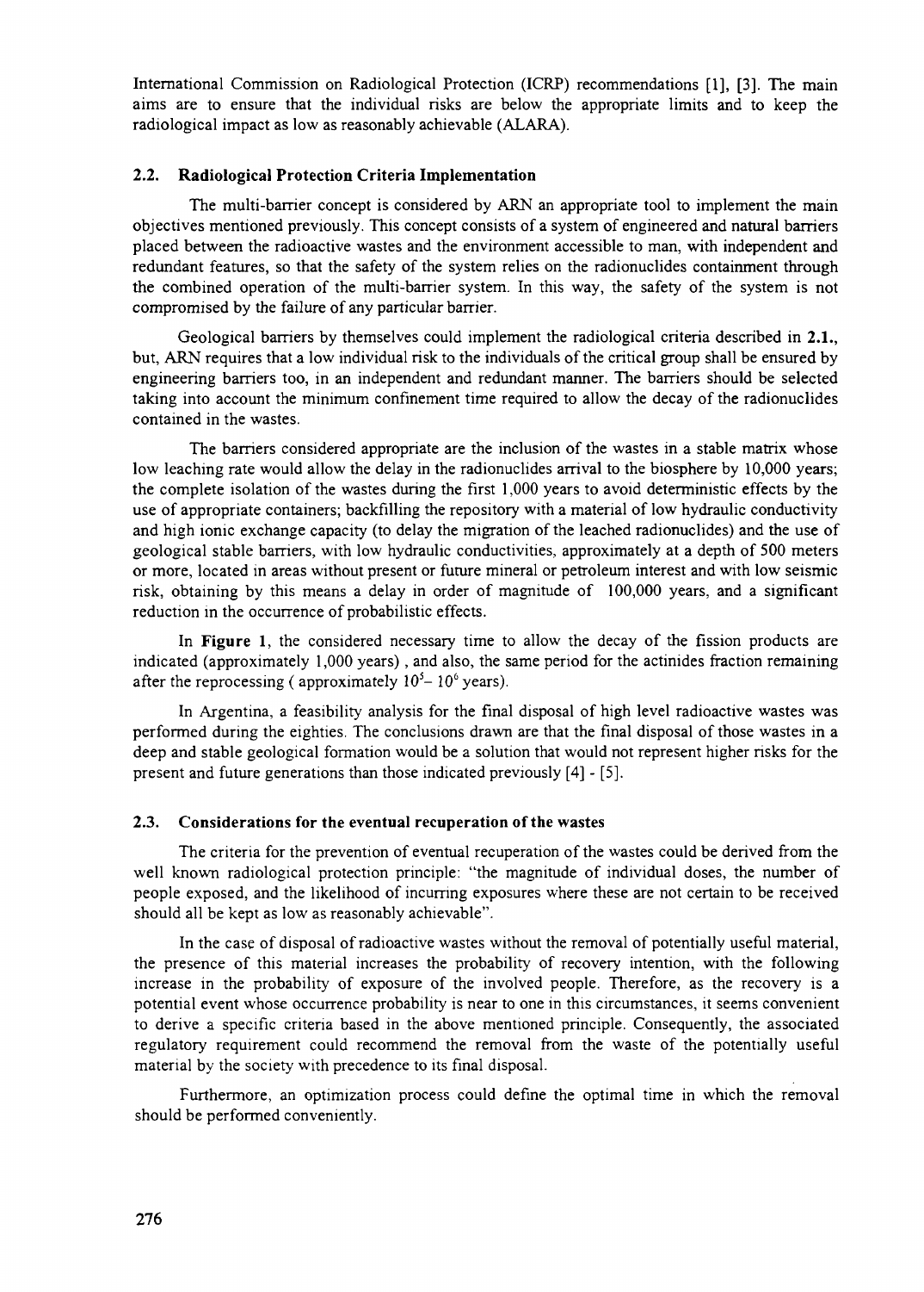International Commission on Radiological Protection (ICRP) recommendations [1], [3]. The main aims are to ensure that the individual risks are below the appropriate limits and to keep the radiological impact as low as reasonably achievable (ALARA).

### 2.2. Radiological Protection Criteria Implementation

The multi-barrier concept is considered by ARN an appropriate tool to implement the main objectives mentioned previously. This concept consists of a system of engineered and natural barriers placed between the radioactive wastes and the environment accessible to man, with independent and redundant features, so that the safety of the system relies on the radionuclides containment through the combined operation of the multi-barrier system. In this way, the safety of the system is not compromised by the failure of any particular barrier.

Geological barriers by themselves could implement the radiological criteria described in **2.1.**, but, ARN requires that a low individual risk to the individuals of the critical group shall be ensured by engineering barriers too, in an independent and redundant manner. The barriers should be selected taking into account the minimum confinement time required to allow the decay of the radionuclides contained in the wastes.

The barriers considered appropriate are the inclusion of the wastes in a stable matrix whose low leaching rate would allow the delay in the radionuclides arrival to the biosphere by 10,000 years; the complete isolation of the wastes during the first 1,000 years to avoid deterministic effects by the use of appropriate containers; backfilling the repository with a material of low hydraulic conductivity and high ionic exchange capacity (to delay the migration of the leached radionuclides) and the use of geological stable barriers, with low hydraulic conductivities, approximately at a depth of 500 meters or more, located in areas without present or future mineral or petroleum interest and with low seismic risk, obtaining by this means a delay in order of magnitude of 100,000 years, and a significant reduction in the occurrence of probabilistic effects.

In **Figure 1**, the considered necessary time to allow the decay of the fission products are indicated (approximately 1,000 years) , and also, the same period for the actinides fraction remaining after the reprocessing ( approximately $10^5$– $10^6$ years).

In Argentina, a feasibility analysis for the final disposal of high level radioactive wastes was performed during the eighties. The conclusions drawn are that the final disposal of those wastes in a deep and stable geological formation would be a solution that would not represent higher risks for the present and future generations than those indicated previously [4] - [5].

### 2.3. Considerations for the eventual recuperation of the wastes

The criteria for the prevention of eventual recuperation of the wastes could be derived from the well known radiological protection principle: "the magnitude of individual doses, the number of people exposed, and the likelihood of incurring exposures where these are not certain to be received should all be kept as low as reasonably achievable".

In the case of disposal of radioactive wastes without the removal of potentially useful material, the presence of this material increases the probability of recovery intention, with the following increase in the probability of exposure of the involved people. Therefore, as the recovery is a potential event whose occurrence probability is near to one in this circumstances, it seems convenient to derive a specific criteria based in the above mentioned principle. Consequently, the associated regulatory requirement could recommend the removal from the waste of the potentially useful material by the society with precedence to its final disposal.

Furthermore, an optimization process could define the optimal time in which the removal should be performed conveniently.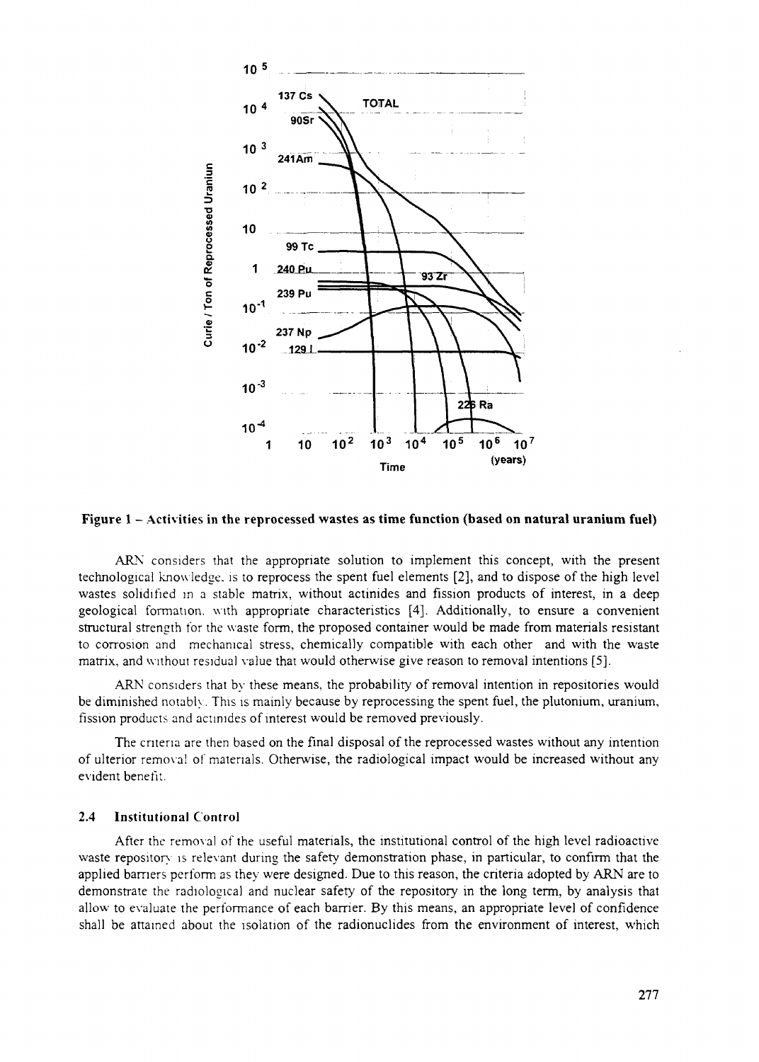**Figure 1 – Activities in the reprocessed wastes as time function (based on natural uranium fuel)**

ARN considers that the appropriate solution to implement this concept, with the present technological knowledge, is to reprocess the spent fuel elements [2], and to dispose of the high level wastes solidified in a stable matrix, without actinides and fission products of interest, in a deep geological formation, with appropriate characteristics [4]. Additionally, to ensure a convenient structural strength for the waste form, the proposed container would be made from materials resistant to corrosion and mechanical stress, chemically compatible with each other and with the waste matrix, and without residual value that would otherwise give reason to removal intentions [5].

ARN considers that by these means, the probability of removal intention in repositories would be diminished notably. This is mainly because by reprocessing the spent fuel, the plutonium, uranium, fission products and actinides of interest would be removed previously.

The criteria are then based on the final disposal of the reprocessed wastes without any intention of ulterior removal of materials. Otherwise, the radiological impact would be increased without any evident benefit.

### 2.4 Institutional Control

After the removal of the useful materials, the institutional control of the high level radioactive waste repository is relevant during the safety demonstration phase, in particular, to confirm that the applied barriers perform as they were designed. Due to this reason, the criteria adopted by ARN are to demonstrate the radiological and nuclear safety of the repository in the long term, by analysis that allow to evaluate the performance of each barrier. By this means, an appropriate level of confidence shall be attained about the isolation of the radionuclides from the environment of interest, which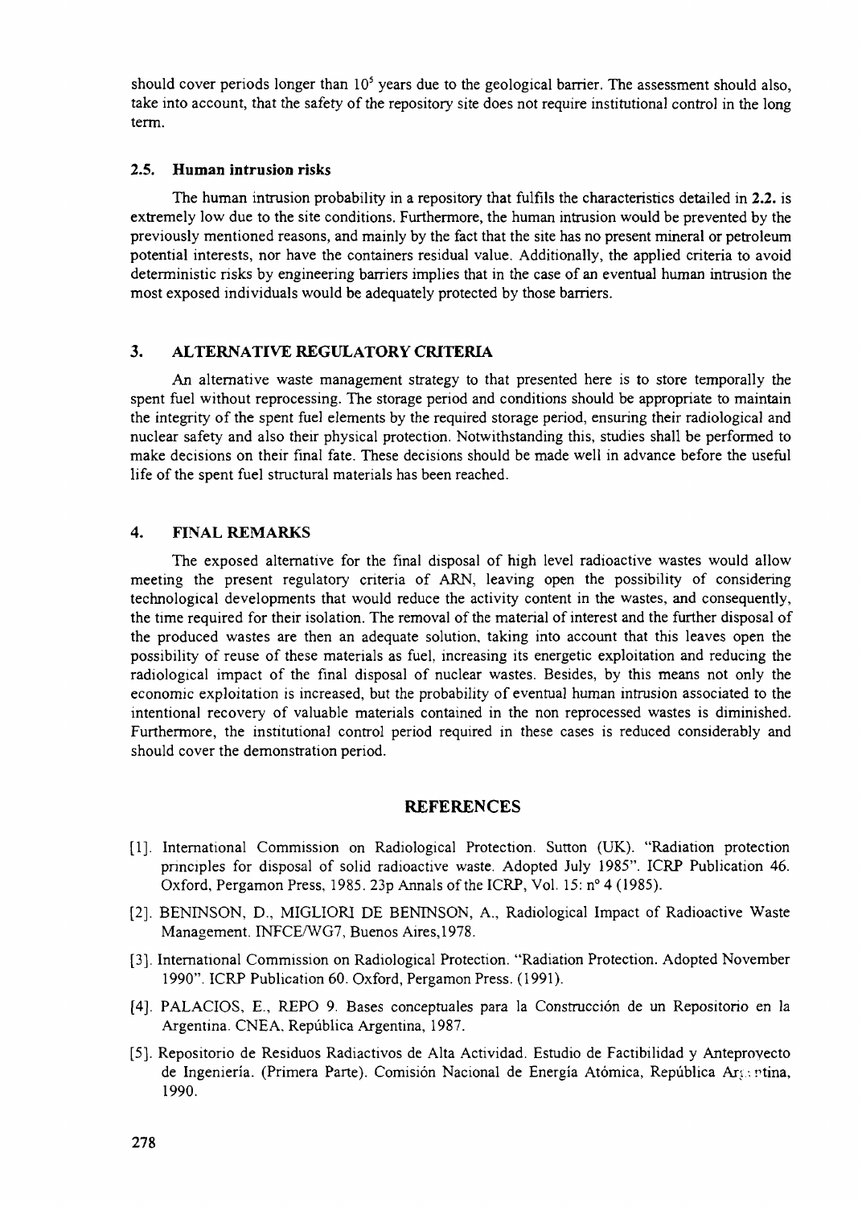should cover periods longer than $10^5$ years due to the geological barrier. The assessment should also, take into account, that the safety of the repository site does not require institutional control in the long term.

### 2.5. Human intrusion risks

The human intrusion probability in a repository that fulfils the characteristics detailed in **2.2.** is extremely low due to the site conditions. Furthermore, the human intrusion would be prevented by the previously mentioned reasons, and mainly by the fact that the site has no present mineral or petroleum potential interests, nor have the containers residual value. Additionally, the applied criteria to avoid deterministic risks by engineering barriers implies that in the case of an eventual human intrusion the most exposed individuals would be adequately protected by those barriers.

## 3. ALTERNATIVE REGULATORY CRITERIA

An alternative waste management strategy to that presented here is to store temporally the spent fuel without reprocessing. The storage period and conditions should be appropriate to maintain the integrity of the spent fuel elements by the required storage period, ensuring their radiological and nuclear safety and also their physical protection. Notwithstanding this, studies shall be performed to make decisions on their final fate. These decisions should be made well in advance before the useful life of the spent fuel structural materials has been reached.

## 4. FINAL REMARKS

The exposed alternative for the final disposal of high level radioactive wastes would allow meeting the present regulatory criteria of ARN, leaving open the possibility of considering technological developments that would reduce the activity content in the wastes, and consequently, the time required for their isolation. The removal of the material of interest and the further disposal of the produced wastes are then an adequate solution, taking into account that this leaves open the possibility of reuse of these materials as fuel, increasing its energetic exploitation and reducing the radiological impact of the final disposal of nuclear wastes. Besides, by this means not only the economic exploitation is increased, but the probability of eventual human intrusion associated to the intentional recovery of valuable materials contained in the non reprocessed wastes is diminished. Furthermore, the institutional control period required in these cases is reduced considerably and should cover the demonstration period.

## REFERENCES

[1]. International Commission on Radiological Protection. Sutton (UK). "Radiation protection principles for disposal of solid radioactive waste. Adopted July 1985". ICRP Publication 46. Oxford, Pergamon Press, 1985. 23p Annals of the ICRP, Vol. 15: n° 4 (1985).

[2]. BENINSON, D., MIGLIORI DE BENINSON, A., Radiological Impact of Radioactive Waste Management. INFCE/WG7, Buenos Aires,1978.

[3]. International Commission on Radiological Protection. "Radiation Protection. Adopted November 1990". ICRP Publication 60. Oxford, Pergamon Press. (1991).

[4]. PALACIOS, E., REPO 9. Bases conceptuales para la Construcción de un Repositorio en la Argentina. CNEA, República Argentina, 1987.

[5]. Repositorio de Residuos Radiactivos de Alta Actividad. Estudio de Factibilidad y Anteproyecto de Ingeniería. (Primera Parte). Comisión Nacional de Energía Atómica, República Argentina, 1990.